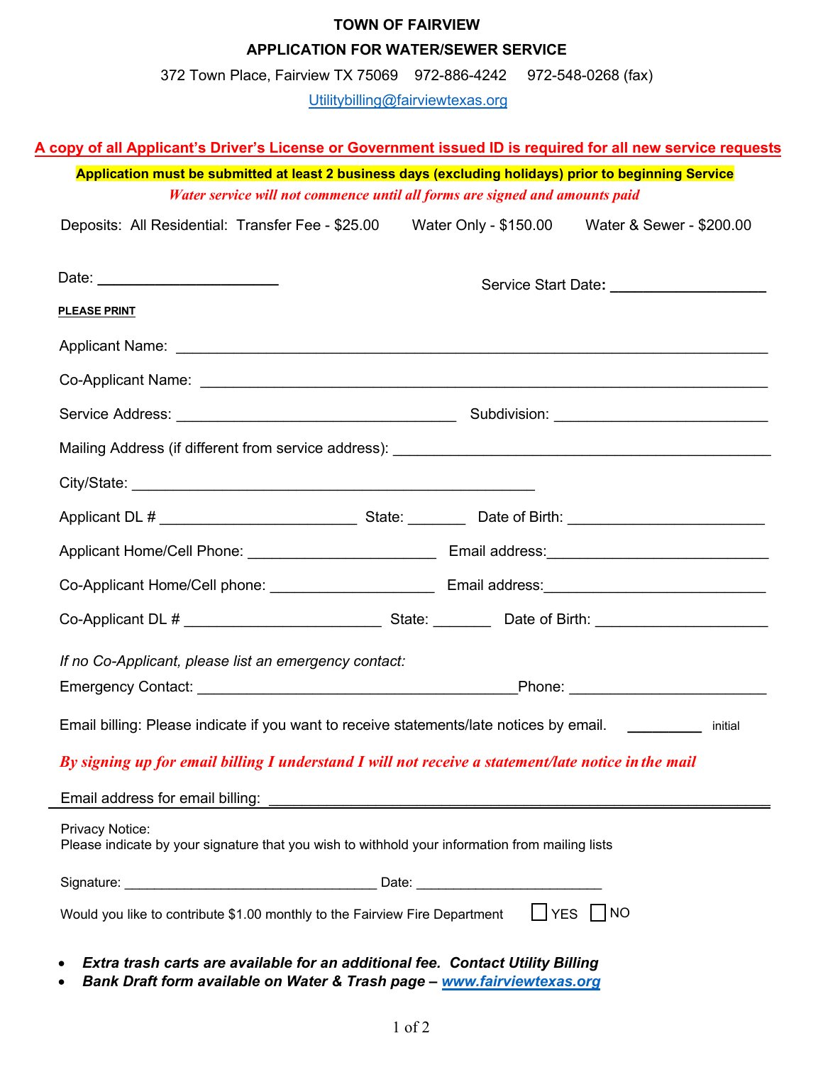# TOWN OF FAIRVIEW

## APPLICATION FOR WATER/SEWER SERVICE

372 Town Place, Fairview TX 75069    972-886-4242    972-548-0268 (fax)

Utilitybilling@fairviewtexas.org

**A copy of all Applicant's Driver's License or Government issued ID is required for all new service requests**

**Application must be submitted at least 2 business days (excluding holidays) prior to beginning Service**

***Water service will not commence until all forms are signed and amounts paid***

Deposits: All Residential: Transfer Fee - $25.00    Water Only - $150.00    Water & Sewer - $200.00

Date: ______________________    Service Start Date: ___________________

**PLEASE PRINT**

Applicant Name: ____________________________________________________________________

Co-Applicant Name: __________________________________________________________________

Service Address: ___________________________________    Subdivision: __________________________

Mailing Address (if different from service address): _____________________________________________

City/State: _________________________________________________

Applicant DL # ________________________    State: _______    Date of Birth: ________________________

Applicant Home/Cell Phone: _______________________    Email address:___________________________

Co-Applicant Home/Cell phone: ____________________    Email address:___________________________

Co-Applicant DL # ________________________    State: _______    Date of Birth: _____________________

*If no Co-Applicant, please list an emergency contact:*

Emergency Contact: _______________________________________Phone: _______________________

Email billing: Please indicate if you want to receive statements/late notices by email.    _________ initial

***By signing up for email billing I understand I will not receive a statement/late notice in the mail***

Email address for email billing: _____________________________________________________________

Privacy Notice:
Please indicate by your signature that you wish to withhold your information from mailing lists

Signature: _________________________________ Date: ________________________

Would you like to contribute $1.00 monthly to the Fairview Fire Department ☐ YES ☐ NO

- ***Extra trash carts are available for an additional fee. Contact Utility Billing***
- ***Bank Draft form available on Water & Trash page – www.fairviewtexas.org***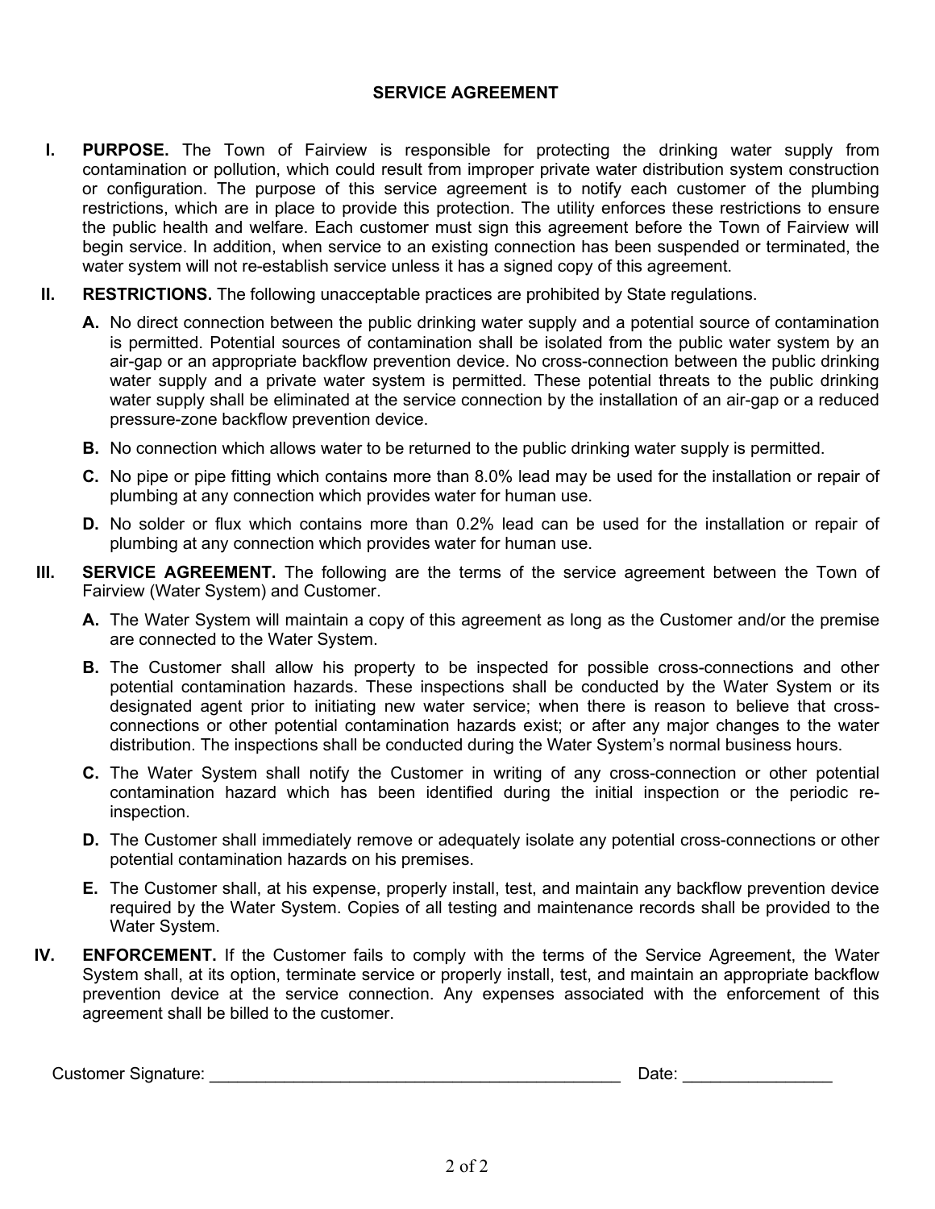# SERVICE AGREEMENT

**I. PURPOSE.** The Town of Fairview is responsible for protecting the drinking water supply from contamination or pollution, which could result from improper private water distribution system construction or configuration. The purpose of this service agreement is to notify each customer of the plumbing restrictions, which are in place to provide this protection. The utility enforces these restrictions to ensure the public health and welfare. Each customer must sign this agreement before the Town of Fairview will begin service. In addition, when service to an existing connection has been suspended or terminated, the water system will not re-establish service unless it has a signed copy of this agreement.

**II. RESTRICTIONS.** The following unacceptable practices are prohibited by State regulations.

- **A.** No direct connection between the public drinking water supply and a potential source of contamination is permitted. Potential sources of contamination shall be isolated from the public water system by an air-gap or an appropriate backflow prevention device. No cross-connection between the public drinking water supply and a private water system is permitted. These potential threats to the public drinking water supply shall be eliminated at the service connection by the installation of an air-gap or a reduced pressure-zone backflow prevention device.
- **B.** No connection which allows water to be returned to the public drinking water supply is permitted.
- **C.** No pipe or pipe fitting which contains more than 8.0% lead may be used for the installation or repair of plumbing at any connection which provides water for human use.
- **D.** No solder or flux which contains more than 0.2% lead can be used for the installation or repair of plumbing at any connection which provides water for human use.

**III. SERVICE AGREEMENT.** The following are the terms of the service agreement between the Town of Fairview (Water System) and Customer.

- **A.** The Water System will maintain a copy of this agreement as long as the Customer and/or the premise are connected to the Water System.
- **B.** The Customer shall allow his property to be inspected for possible cross-connections and other potential contamination hazards. These inspections shall be conducted by the Water System or its designated agent prior to initiating new water service; when there is reason to believe that cross-connections or other potential contamination hazards exist; or after any major changes to the water distribution. The inspections shall be conducted during the Water System's normal business hours.
- **C.** The Water System shall notify the Customer in writing of any cross-connection or other potential contamination hazard which has been identified during the initial inspection or the periodic re-inspection.
- **D.** The Customer shall immediately remove or adequately isolate any potential cross-connections or other potential contamination hazards on his premises.
- **E.** The Customer shall, at his expense, properly install, test, and maintain any backflow prevention device required by the Water System. Copies of all testing and maintenance records shall be provided to the Water System.

**IV. ENFORCEMENT.** If the Customer fails to comply with the terms of the Service Agreement, the Water System shall, at its option, terminate service or properly install, test, and maintain an appropriate backflow prevention device at the service connection. Any expenses associated with the enforcement of this agreement shall be billed to the customer.

Customer Signature: _____________________________________________ Date: ________________